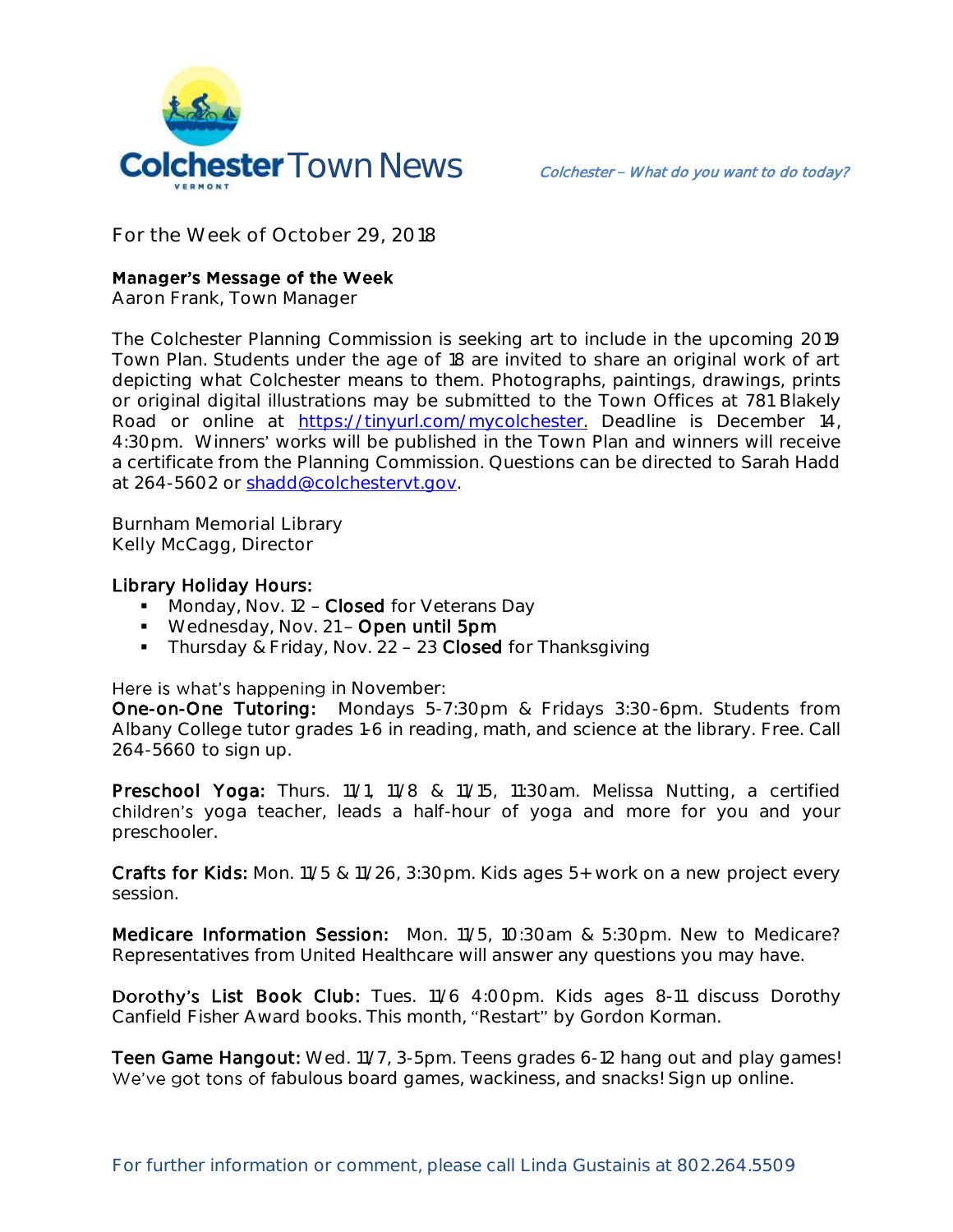# Colchester Town News

*Colchester – What do you want to do today?*

For the Week of October 29, 2018

**Manager's Message of the Week**
Aaron Frank, Town Manager

The Colchester Planning Commission is seeking art to include in the upcoming 2019 Town Plan. Students under the age of 18 are invited to share an original work of art depicting what Colchester means to them. Photographs, paintings, drawings, prints or original digital illustrations may be submitted to the Town Offices at 781 Blakely Road or online at [https://tinyurl.com/mycolchester](https://tinyurl.com/mycolchester). Deadline is December 14, 4:30pm. Winners' works will be published in the Town Plan and winners will receive a certificate from the Planning Commission. Questions can be directed to Sarah Hadd at 264-5602 or [shadd@colchestervt.gov](mailto:shadd@colchestervt.gov).

Burnham Memorial Library
Kelly McCagg, Director

**Library Holiday Hours:**

- Monday, Nov. 12 – **Closed** for Veterans Day
- Wednesday, Nov. 21 – **Open until 5pm**
- Thursday & Friday, Nov. 22 – 23 **Closed** for Thanksgiving

Here is what's happening in November:

**One-on-One Tutoring:** Mondays 5-7:30pm & Fridays 3:30-6pm. Students from Albany College tutor grades 1-6 in reading, math, and science at the library. Free. Call 264-5660 to sign up.

**Preschool Yoga:** Thurs. 11/1, 11/8 & 11/15, 11:30am. Melissa Nutting, a certified children's yoga teacher, leads a half-hour of yoga and more for you and your preschooler.

**Crafts for Kids:** Mon. 11/5 & 11/26, 3:30pm. Kids ages 5+ work on a new project every session.

**Medicare Information Session:** Mon. 11/5, 10:30am & 5:30pm. New to Medicare? Representatives from United Healthcare will answer any questions you may have.

**Dorothy's List Book Club:** Tues. 11/6 4:00pm. Kids ages 8-11 discuss Dorothy Canfield Fisher Award books. This month, "Restart" by Gordon Korman.

**Teen Game Hangout:** Wed. 11/7, 3-5pm. Teens grades 6-12 hang out and play games! We've got tons of fabulous board games, wackiness, and snacks! Sign up online.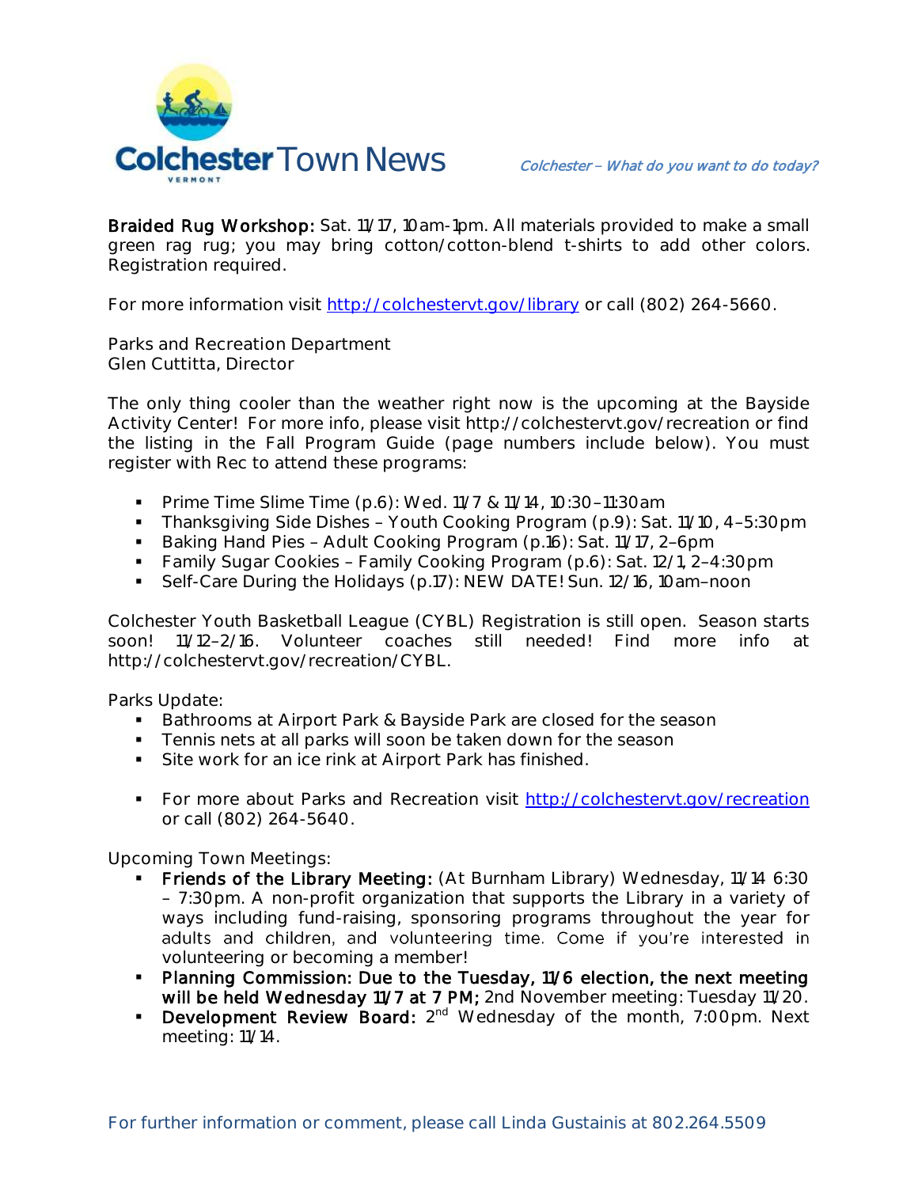**Braided Rug Workshop:** Sat. 11/17, 10am-1pm. All materials provided to make a small green rag rug; you may bring cotton/cotton-blend t-shirts to add other colors. Registration required.

For more information visit http://colchestervt.gov/library or call (802) 264-5660.

Parks and Recreation Department
Glen Cuttitta, Director

The only thing cooler than the weather right now is the upcoming at the Bayside Activity Center! For more info, please visit http://colchestervt.gov/recreation or find the listing in the Fall Program Guide (page numbers include below). You must register with Rec to attend these programs:

- Prime Time Slime Time (p.6): Wed. 11/7 & 11/14, 10:30–11:30am
- Thanksgiving Side Dishes – Youth Cooking Program (p.9): Sat. 11/10, 4–5:30pm
- Baking Hand Pies – Adult Cooking Program (p.16): Sat. 11/17, 2–6pm
- Family Sugar Cookies – Family Cooking Program (p.6): Sat. 12/1, 2–4:30pm
- Self-Care During the Holidays (p.17): NEW DATE! Sun. 12/16, 10am–noon

Colchester Youth Basketball League (CYBL) Registration is still open. Season starts soon! 11/12–2/16. Volunteer coaches still needed! Find more info at http://colchestervt.gov/recreation/CYBL.

Parks Update:

- Bathrooms at Airport Park & Bayside Park are closed for the season
- Tennis nets at all parks will soon be taken down for the season
- Site work for an ice rink at Airport Park has finished.

- For more about Parks and Recreation visit http://colchestervt.gov/recreation or call (802) 264-5640.

Upcoming Town Meetings:

- **Friends of the Library Meeting:** (At Burnham Library) Wednesday, 11/14 6:30 – 7:30pm. A non-profit organization that supports the Library in a variety of ways including fund-raising, sponsoring programs throughout the year for adults and children, and volunteering time. Come if you're interested in volunteering or becoming a member!
- **Planning Commission: Due to the Tuesday, 11/6 election, the next meeting will be held Wednesday 11/7 at 7 PM;** 2nd November meeting: Tuesday 11/20.
- **Development Review Board:** 2nd Wednesday of the month, 7:00pm. Next meeting: 11/14.

For further information or comment, please call Linda Gustainis at 802.264.5509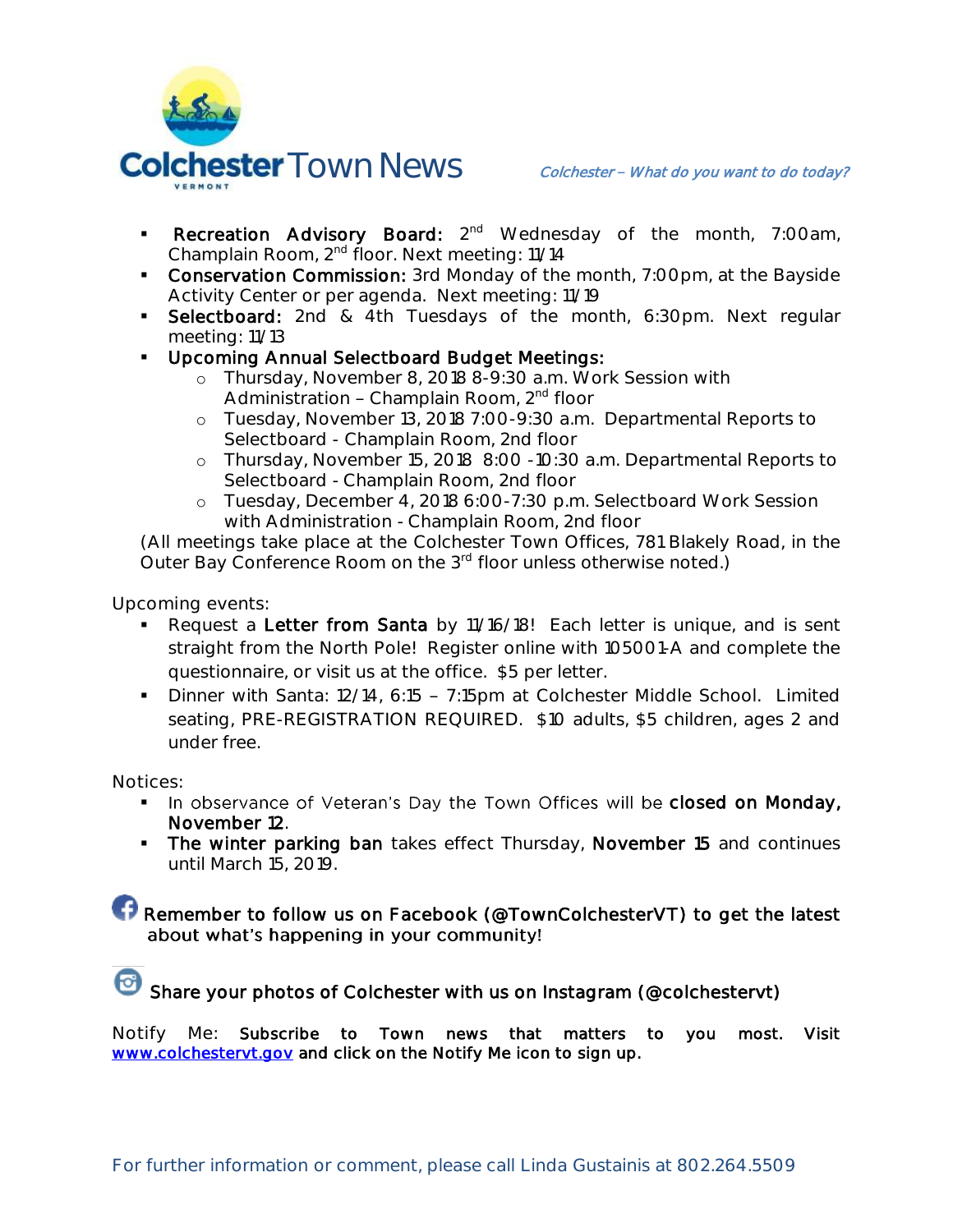- **Recreation Advisory Board:** 2nd Wednesday of the month, 7:00am, Champlain Room, 2nd floor. Next meeting: 11/14
- **Conservation Commission:** 3rd Monday of the month, 7:00pm, at the Bayside Activity Center or per agenda. Next meeting: 11/19
- **Selectboard:** 2nd & 4th Tuesdays of the month, 6:30pm. Next regular meeting: 11/13
- **Upcoming Annual Selectboard Budget Meetings:**
  - Thursday, November 8, 2018 8-9:30 a.m. Work Session with Administration – Champlain Room, 2nd floor
  - Tuesday, November 13, 2018 7:00-9:30 a.m. Departmental Reports to Selectboard - Champlain Room, 2nd floor
  - Thursday, November 15, 2018 8:00 -10:30 a.m. Departmental Reports to Selectboard - Champlain Room, 2nd floor
  - Tuesday, December 4, 2018 6:00-7:30 p.m. Selectboard Work Session with Administration - Champlain Room, 2nd floor

(All meetings take place at the Colchester Town Offices, 781 Blakely Road, in the Outer Bay Conference Room on the 3rd floor unless otherwise noted.)

Upcoming events:

- Request a **Letter from Santa** by 11/16/18! Each letter is unique, and is sent straight from the North Pole! Register online with 105001-A and complete the questionnaire, or visit us at the office. $5 per letter.
- Dinner with Santa: 12/14, 6:15 – 7:15pm at Colchester Middle School. Limited seating, PRE-REGISTRATION REQUIRED. $10 adults, $5 children, ages 2 and under free.

Notices:

- In observance of Veteran's Day the Town Offices will be **closed on Monday, November 12**.
- **The winter parking ban** takes effect Thursday, **November 15** and continues until March 15, 2019.

**Remember to follow us on Facebook (@TownColchesterVT) to get the latest about what's happening in your community!**

**Share your photos of Colchester with us on Instagram (@colchestervt)**

Notify Me: **Subscribe to Town news that matters to you most. Visit [www.colchestervt.gov](http://www.colchestervt.gov) and click on the Notify Me icon to sign up.**

For further information or comment, please call Linda Gustainis at 802.264.5509